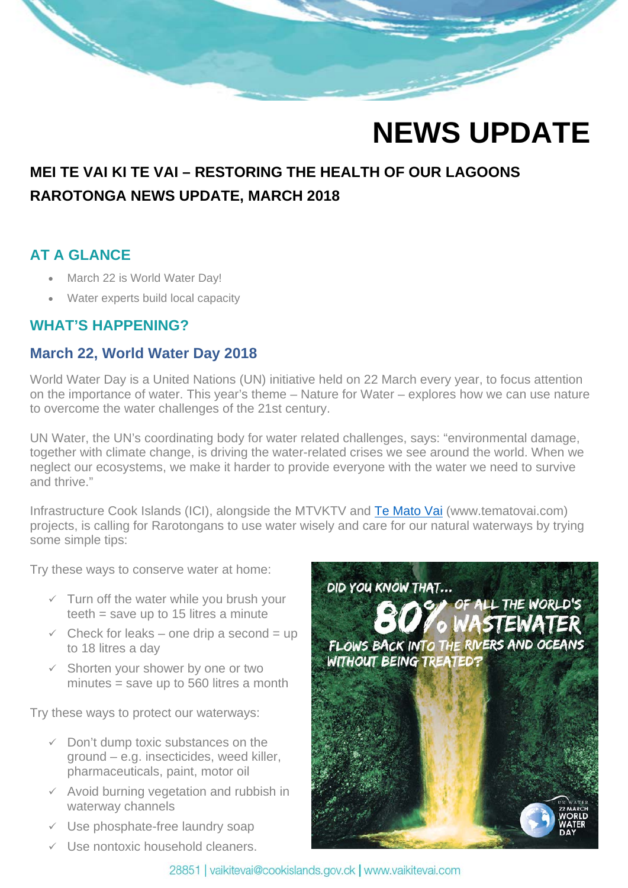# NEWS UPDATE

## MEI TE VAI KI TE VAI – RESTORING THE HEALTH OF OUR LAGOONS

## RAROTONGA NEWS UPDATE, MARCH 2018

### AT A GLANCE

- March 22 is World Water Day!
- Water experts build local capacity

### WHAT'S HAPPENING?

### March 22, World Water Day 2018

World Water Day is a United Nations (UN) initiative held on 22 March every year, to focus attention on the importance of water. This year's theme – Nature for Water – explores how we can use nature to overcome the water challenges of the 21st century.

UN Water, the UN's coordinating body for water related challenges, says: "environmental damage, together with climate change, is driving the water-related crises we see around the world. When we neglect our ecosystems, we make it harder to provide everyone with the water we need to survive and thrive."

Infrastructure Cook Islands (ICI), alongside the MTVKTV and [Te Mato Vai](http://www.tematovai.com) (www.tematovai.com) projects, is calling for Rarotongans to use water wisely and care for our natural waterways by trying some simple tips:

Try these ways to conserve water at home:

- ✓ Turn off the water while you brush your teeth = save up to 15 litres a minute
- ✓ Check for leaks – one drip a second = up to 18 litres a day
- ✓ Shorten your shower by one or two minutes = save up to 560 litres a month

Try these ways to protect our waterways:

- ✓ Don't dump toxic substances on the ground – e.g. insecticides, weed killer, pharmaceuticals, paint, motor oil
- ✓ Avoid burning vegetation and rubbish in waterway channels
- ✓ Use phosphate-free laundry soap
- ✓ Use nontoxic household cleaners.

DID YOU KNOW THAT... 80% OF ALL THE WORLD'S WASTEWATER FLOWS BACK INTO THE RIVERS AND OCEANS WITHOUT BEING TREATED?

UN WATER 22 MARCH WORLD WATER DAY

28851 | vaikitevai@cookislands.gov.ck | www.vaikitevai.com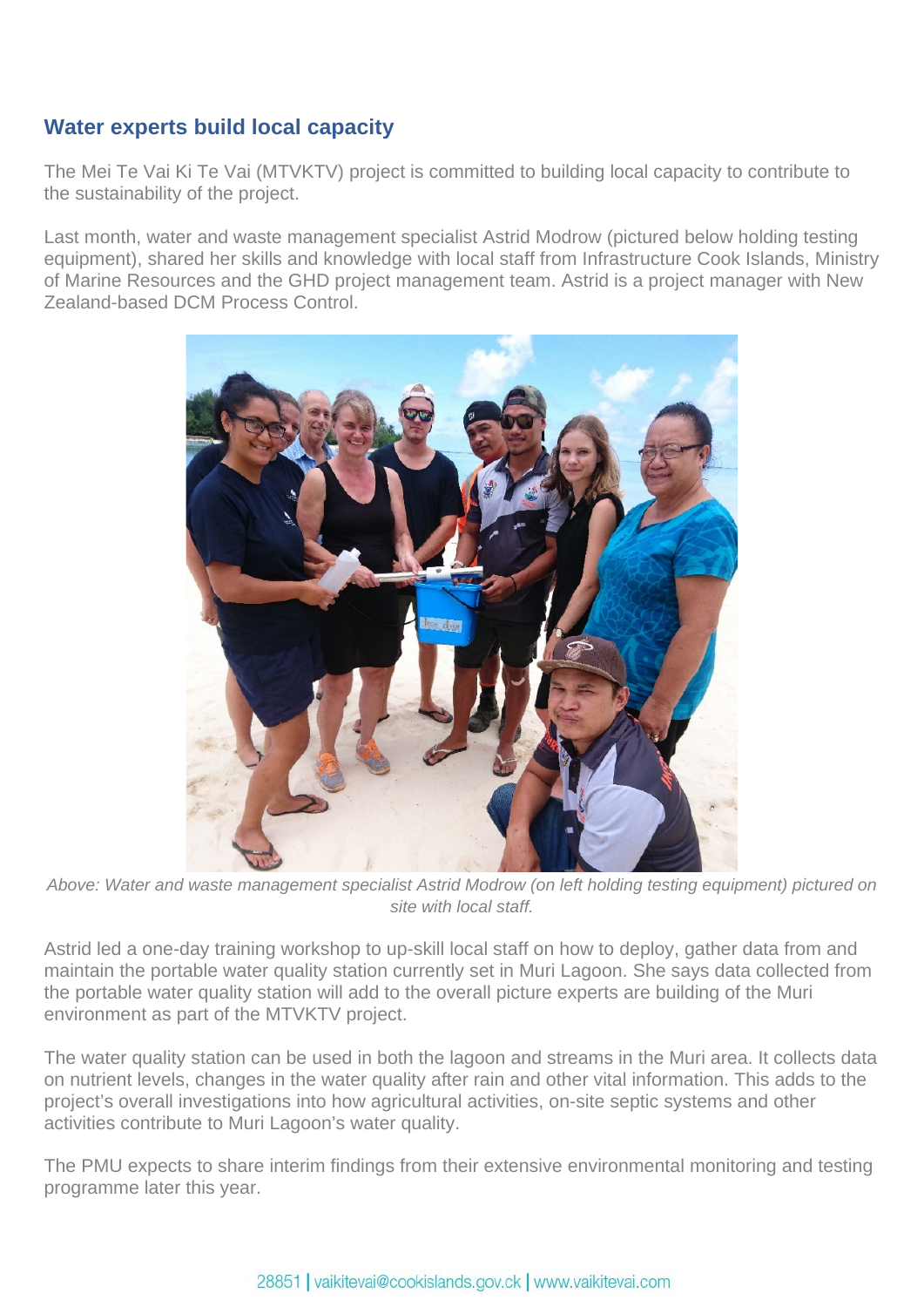## Water experts build local capacity

The Mei Te Vai Ki Te Vai (MTVKTV) project is committed to building local capacity to contribute to the sustainability of the project.

Last month, water and waste management specialist Astrid Modrow (pictured below holding testing equipment), shared her skills and knowledge with local staff from Infrastructure Cook Islands, Ministry of Marine Resources and the GHD project management team. Astrid is a project manager with New Zealand-based DCM Process Control.

*Above: Water and waste management specialist Astrid Modrow (on left holding testing equipment) pictured on site with local staff.*

Astrid led a one-day training workshop to up-skill local staff on how to deploy, gather data from and maintain the portable water quality station currently set in Muri Lagoon. She says data collected from the portable water quality station will add to the overall picture experts are building of the Muri environment as part of the MTVKTV project.

The water quality station can be used in both the lagoon and streams in the Muri area. It collects data on nutrient levels, changes in the water quality after rain and other vital information. This adds to the project's overall investigations into how agricultural activities, on-site septic systems and other activities contribute to Muri Lagoon's water quality.

The PMU expects to share interim findings from their extensive environmental monitoring and testing programme later this year.

28851 | vaikitevai@cookislands.gov.ck | www.vaikitevai.com